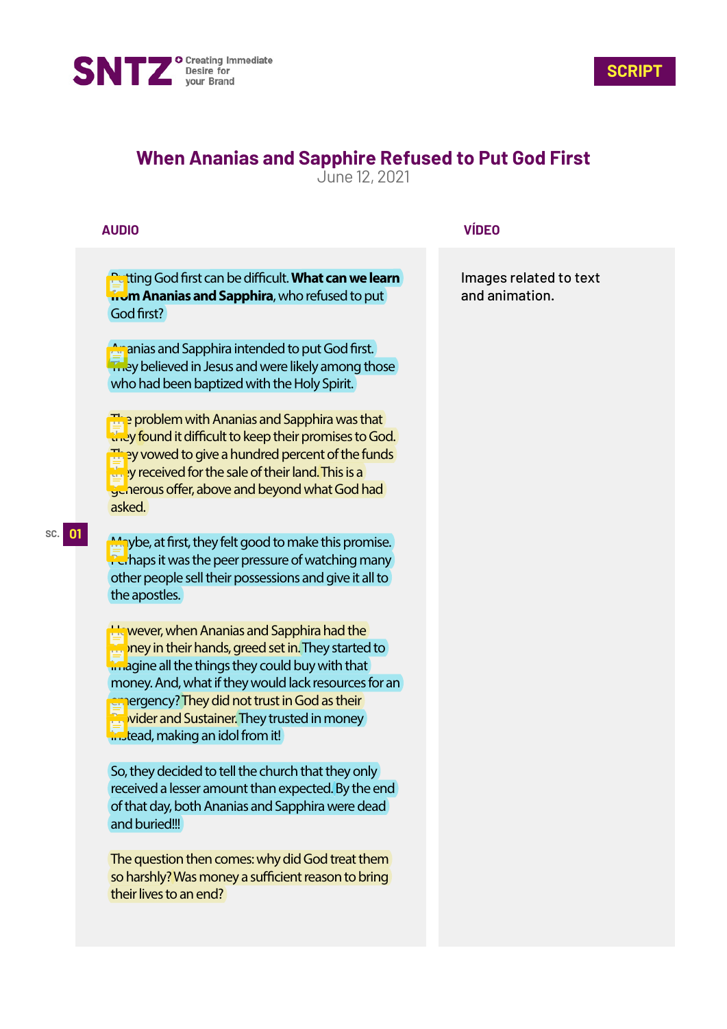SNTZ Creating Immediate Desire for your Brand

**SCRIPT**

## When Ananias and Sapphire Refused to Put God First

June 12, 2021

| AUDIO | VÍDEO |
|---|---|
| Putting God first can be difficult. **What can we learn from Ananias and Sapphira**, who refused to put God first?<br><br>Ananias and Sapphira intended to put God first. They believed in Jesus and were likely among those who had been baptized with the Holy Spirit.<br><br>The problem with Ananias and Sapphira was that they found it difficult to keep their promises to God. They vowed to give a hundred percent of the funds they received for the sale of their land. This is a generous offer, above and beyond what God had asked.<br><br>Maybe, at first, they felt good to make this promise. Perhaps it was the peer pressure of watching many other people sell their possessions and give it all to the apostles.<br><br>However, when Ananias and Sapphira had the money in their hands, greed set in. They started to imagine all the things they could buy with that money. And, what if they would lack resources for an emergency? They did not trust in God as their Provider and Sustainer. They trusted in money instead, making an idol from it!<br><br>So, they decided to tell the church that they only received a lesser amount than expected. By the end of that day, both Ananias and Sapphira were dead and buried!!!<br><br>The question then comes: why did God treat them so harshly? Was money a sufficient reason to bring their lives to an end? | Images related to text and animation. |

SC. 01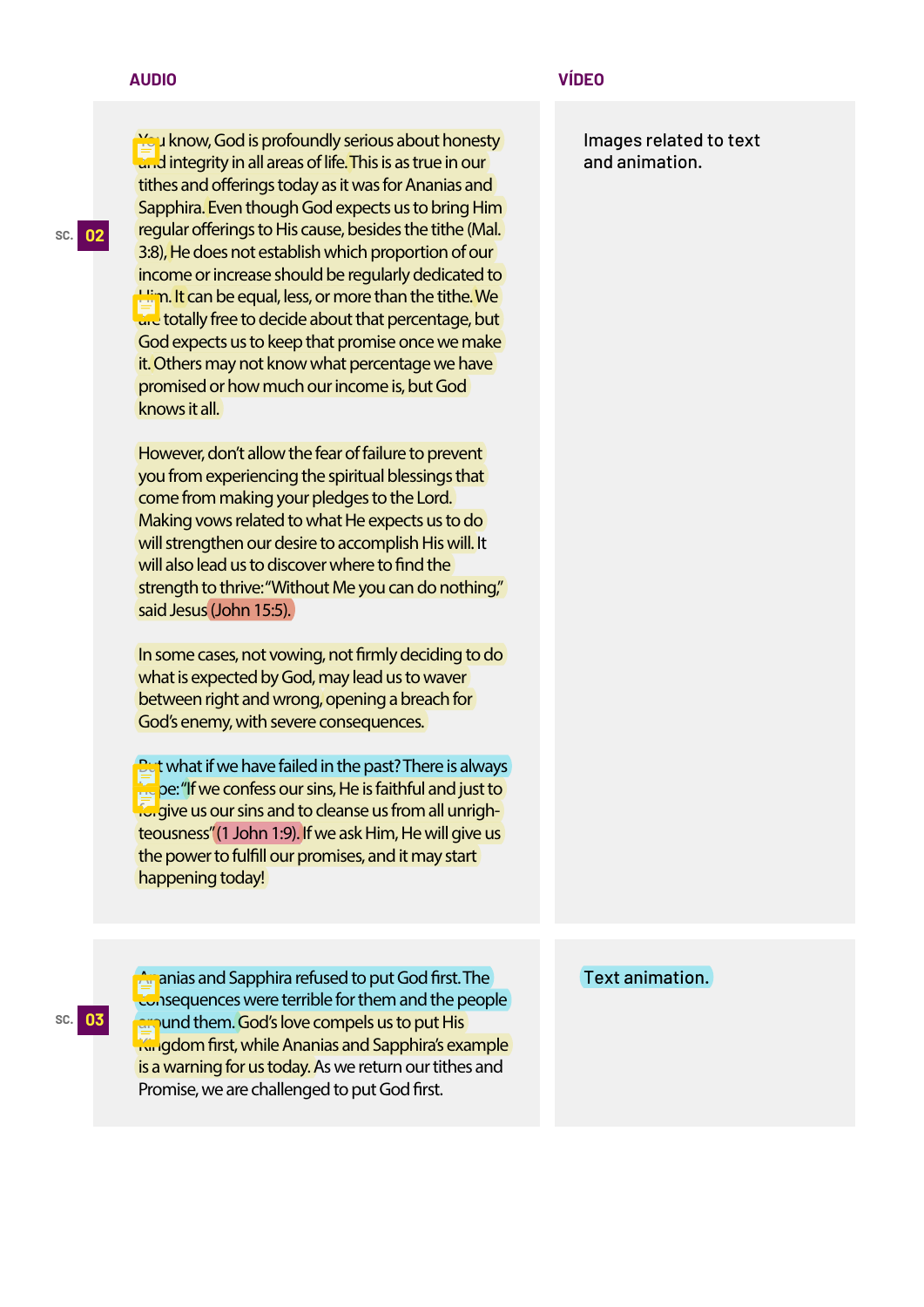| | AUDIO | VÍDEO |
|---|---|---|
| SC. 02 | You know, God is profoundly serious about honesty and integrity in all areas of life. This is as true in our tithes and offerings today as it was for Ananias and Sapphira. Even though God expects us to bring Him regular offerings to His cause, besides the tithe (Mal. 3:8), He does not establish which proportion of our income or increase should be regularly dedicated to Him. It can be equal, less, or more than the tithe. We are totally free to decide about that percentage, but God expects us to keep that promise once we make it. Others may not know what percentage we have promised or how much our income is, but God knows it all.<br><br>However, don't allow the fear of failure to prevent you from experiencing the spiritual blessings that come from making your pledges to the Lord. Making vows related to what He expects us to do will strengthen our desire to accomplish His will. It will also lead us to discover where to find the strength to thrive: "Without Me you can do nothing," said Jesus (John 15:5).<br><br>In some cases, not vowing, not firmly deciding to do what is expected by God, may lead us to waver between right and wrong, opening a breach for God's enemy, with severe consequences.<br><br>But what if we have failed in the past? There is always hope: "If we confess our sins, He is faithful and just to forgive us our sins and to cleanse us from all unrighteousness" (1 John 1:9). If we ask Him, He will give us the power to fulfill our promises, and it may start happening today! | Images related to text and animation. |
| SC. 03 | Ananias and Sapphira refused to put God first. The consequences were terrible for them and the people around them. God's love compels us to put His Kingdom first, while Ananias and Sapphira's example is a warning for us today. As we return our tithes and Promise, we are challenged to put God first. | Text animation. |